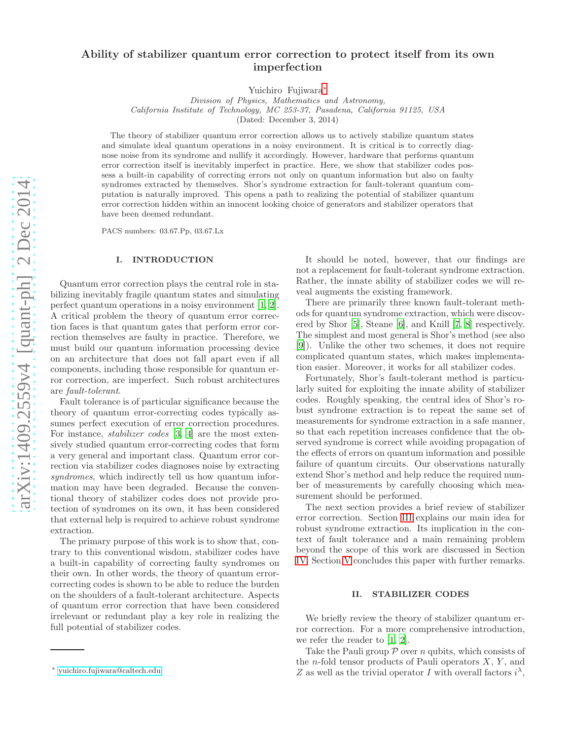# Ability of stabilizer quantum error correction to protect itself from its own imperfection

Yuichiro Fujiwara[*]

*Division of Physics, Mathematics and Astronomy, California Institute of Technology, MC 253-37, Pasadena, California 91125, USA*

(Dated: December 3, 2014)

The theory of stabilizer quantum error correction allows us to actively stabilize quantum states and simulate ideal quantum operations in a noisy environment. It is critical is to correctly diagnose noise from its syndrome and nullify it accordingly. However, hardware that performs quantum error correction itself is inevitably imperfect in practice. Here, we show that stabilizer codes possess a built-in capability of correcting errors not only on quantum information but also on faulty syndromes extracted by themselves. Shor's syndrome extraction for fault-tolerant quantum computation is naturally improved. This opens a path to realizing the potential of stabilizer quantum error correction hidden within an innocent looking choice of generators and stabilizer operators that have been deemed redundant.

PACS numbers: 03.67.Pp, 03.67.Lx

## I. INTRODUCTION

Quantum error correction plays the central role in stabilizing inevitably fragile quantum states and simulating perfect quantum operations in a noisy environment [1, 2]. A critical problem the theory of quantum error correction faces is that quantum gates that perform error correction themselves are faulty in practice. Therefore, we must build our quantum information processing device on an architecture that does not fall apart even if all components, including those responsible for quantum error correction, are imperfect. Such robust architectures are *fault-tolerant*.

Fault tolerance is of particular significance because the theory of quantum error-correcting codes typically assumes perfect execution of error correction procedures. For instance, *stabilizer codes* [3, 4] are the most extensively studied quantum error-correcting codes that form a very general and important class. Quantum error correction via stabilizer codes diagnoses noise by extracting *syndromes*, which indirectly tell us how quantum information may have been degraded. Because the conventional theory of stabilizer codes does not provide protection of syndromes on its own, it has been considered that external help is required to achieve robust syndrome extraction.

The primary purpose of this work is to show that, contrary to this conventional wisdom, stabilizer codes have a built-in capability of correcting faulty syndromes on their own. In other words, the theory of quantum error-correcting codes is shown to be able to reduce the burden on the shoulders of a fault-tolerant architecture. Aspects of quantum error correction that have been considered irrelevant or redundant play a key role in realizing the full potential of stabilizer codes.

It should be noted, however, that our findings are not a replacement for fault-tolerant syndrome extraction. Rather, the innate ability of stabilizer codes we will reveal augments the existing framework.

There are primarily three known fault-tolerant methods for quantum syndrome extraction, which were discovered by Shor [5], Steane [6], and Knill [7, 8] respectively. The simplest and most general is Shor's method (see also [9]). Unlike the other two schemes, it does not require complicated quantum states, which makes implementation easier. Moreover, it works for all stabilizer codes.

Fortunately, Shor's fault-tolerant method is particularly suited for exploiting the innate ability of stabilizer codes. Roughly speaking, the central idea of Shor's robust syndrome extraction is to repeat the same set of measurements for syndrome extraction in a safe manner, so that each repetition increases confidence that the observed syndrome is correct while avoiding propagation of the effects of errors on quantum information and possible failure of quantum circuits. Our observations naturally extend Shor's method and help reduce the required number of measurements by carefully choosing which measurement should be performed.

The next section provides a brief review of stabilizer error correction. Section III explains our main idea for robust syndrome extraction. Its implication in the context of fault tolerance and a main remaining problem beyond the scope of this work are discussed in Section IV. Section V concludes this paper with further remarks.

## II. STABILIZER CODES

We briefly review the theory of stabilizer quantum error correction. For a more comprehensive introduction, we refer the reader to [1, 2].

Take the Pauli group $\mathcal{P}$ over $n$ qubits, which consists of the $n$-fold tensor products of Pauli operators $X$, $Y$, and $Z$ as well as the trivial operator $I$ with overall factors $i^\lambda$,

[*] yuichiro.fujiwara@caltech.edu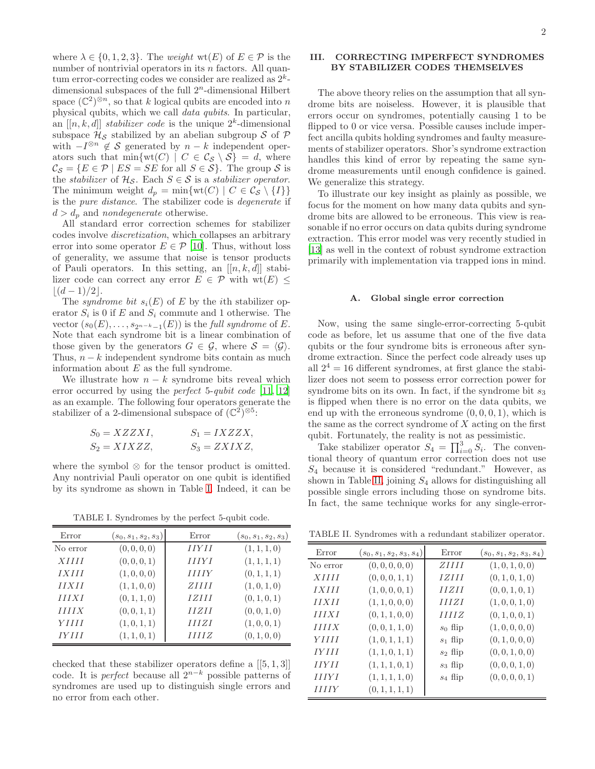where $\lambda \in \{0, 1, 2, 3\}$. The *weight* $\text{wt}(E)$ of $E \in \mathcal{P}$ is the number of nontrivial operators in its $n$ factors. All quantum error-correcting codes we consider are realized as $2^k$-dimensional subspaces of the full $2^n$-dimensional Hilbert space $(\mathbb{C}^2)^{\otimes n}$, so that $k$ logical qubits are encoded into $n$ physical qubits, which we call *data qubits*. In particular, an $[[n, k, d]]$ *stabilizer code* is the unique $2^k$-dimensional subspace $\mathcal{H}_\mathcal{S}$ stabilized by an abelian subgroup $\mathcal{S}$ of $\mathcal{P}$ with $-I^{\otimes n} \notin \mathcal{S}$ generated by $n-k$ independent operators such that $\min\{\text{wt}(C) \mid C \in \mathcal{C}_\mathcal{S} \setminus \mathcal{S}\} = d$, where $\mathcal{C}_\mathcal{S} = \{E \in \mathcal{P} \mid ES = SE \text{ for all } S \in \mathcal{S}\}$. The group $\mathcal{S}$ is the *stabilizer* of $\mathcal{H}_\mathcal{S}$. Each $S \in \mathcal{S}$ is a *stabilizer operator*. The minimum weight $d_p = \min\{\text{wt}(C) \mid C \in \mathcal{C}_\mathcal{S} \setminus \{I\}\}$ is the *pure distance*. The stabilizer code is *degenerate* if $d > d_p$ and *nondegenerate* otherwise.

All standard error correction schemes for stabilizer codes involve *discretization*, which collapses an arbitrary error into some operator $E \in \mathcal{P}$ [10]. Thus, without loss of generality, we assume that noise is tensor products of Pauli operators. In this setting, an $[[n, k, d]]$ stabilizer code can correct any error $E \in \mathcal{P}$ with $\text{wt}(E) \leq \lfloor (d-1)/2 \rfloor$.

The *syndrome bit* $s_i(E)$ of $E$ by the $i$th stabilizer operator $S_i$ is 0 if $E$ and $S_i$ commute and 1 otherwise. The vector $(s_0(E), \ldots, s_{2^{n-k}-1}(E))$ is the *full syndrome* of $E$. Note that each syndrome bit is a linear combination of those given by the generators $G \in \mathcal{G}$, where $\mathcal{S} = \langle \mathcal{G} \rangle$. Thus, $n-k$ independent syndrome bits contain as much information about $E$ as the full syndrome.

We illustrate how $n-k$ syndrome bits reveal which error occurred by using the *perfect 5-qubit code* [11, 12] as an example. The following four operators generate the stabilizer of a 2-dimensional subspace of $(\mathbb{C}^2)^{\otimes 5}$:

$$S_0 = XZZXI, \qquad S_1 = IXZZX,$$
$$S_2 = XIXZZ, \qquad S_3 = ZXIXZ,$$

where the symbol $\otimes$ for the tensor product is omitted. Any nontrivial Pauli operator on one qubit is identified by its syndrome as shown in Table I. Indeed, it can be checked that these stabilizer operators define a $[[5, 1, 3]]$ code. It is *perfect* because all $2^{n-k}$ possible patterns of syndromes are used up to distinguish single errors and no error from each other.

TABLE I. Syndromes by the perfect 5-qubit code.

| Error | $(s_0, s_1, s_2, s_3)$ | Error | $(s_0, s_1, s_2, s_3)$ |
|---|---|---|---|
| No error | $(0, 0, 0, 0)$ | $IIYII$ | $(1, 1, 1, 0)$ |
| $XIIII$ | $(0, 0, 0, 1)$ | $IIIYI$ | $(1, 1, 1, 1)$ |
| $IXIII$ | $(1, 0, 0, 0)$ | $IIIIY$ | $(0, 1, 1, 1)$ |
| $IIXII$ | $(1, 1, 0, 0)$ | $ZIIII$ | $(1, 0, 1, 0)$ |
| $IIIXI$ | $(0, 1, 1, 0)$ | $IZIII$ | $(0, 1, 0, 1)$ |
| $IIIIX$ | $(0, 0, 1, 1)$ | $IIZII$ | $(0, 0, 1, 0)$ |
| $YIIII$ | $(1, 0, 1, 1)$ | $IIIZI$ | $(1, 0, 0, 1)$ |
| $IYIII$ | $(1, 1, 0, 1)$ | $IIIIZ$ | $(0, 1, 0, 0)$ |

## III. CORRECTING IMPERFECT SYNDROMES BY STABILIZER CODES THEMSELVES

The above theory relies on the assumption that all syndrome bits are noiseless. However, it is plausible that errors occur on syndromes, potentially causing 1 to be flipped to 0 or vice versa. Possible causes include imperfect ancilla qubits holding syndromes and faulty measurements of stabilizer operators. Shor's syndrome extraction handles this kind of error by repeating the same syndrome measurements until enough confidence is gained. We generalize this strategy.

To illustrate our key insight as plainly as possible, we focus for the moment on how many data qubits and syndrome bits are allowed to be erroneous. This view is reasonable if no error occurs on data qubits during syndrome extraction. This error model was very recently studied in [13] as well in the context of robust syndrome extraction primarily with implementation via trapped ions in mind.

### A. Global single error correction

Now, using the same single-error-correcting 5-qubit code as before, let us assume that one of the five data qubits or the four syndrome bits is erroneous after syndrome extraction. Since the perfect code already uses up all $2^4 = 16$ different syndromes, at first glance the stabilizer does not seem to possess error correction power for syndrome bits on its own. In fact, if the syndrome bit $s_3$ is flipped when there is no error on the data qubits, we end up with the erroneous syndrome $(0, 0, 0, 1)$, which is the same as the correct syndrome of $X$ acting on the first qubit. Fortunately, the reality is not as pessimistic.

Take stabilizer operator $S_4 = \prod_{i=0}^{3} S_i$. The conventional theory of quantum error correction does not use $S_4$ because it is considered "redundant." However, as shown in Table II, joining $S_4$ allows for distinguishing all possible single errors including those on syndrome bits. In fact, the same technique works for any single-error-

TABLE II. Syndromes with a redundant stabilizer operator.

| Error | $(s_0, s_1, s_2, s_3, s_4)$ | Error | $(s_0, s_1, s_2, s_3, s_4)$ |
|---|---|---|---|
| No error | $(0, 0, 0, 0, 0)$ | $ZIIII$ | $(1, 0, 1, 0, 0)$ |
| $XIIII$ | $(0, 0, 0, 1, 1)$ | $IZIII$ | $(0, 1, 0, 1, 0)$ |
| $IXIII$ | $(1, 0, 0, 0, 1)$ | $IIZII$ | $(0, 0, 1, 0, 1)$ |
| $IIXII$ | $(1, 1, 0, 0, 0)$ | $IIIZI$ | $(1, 0, 0, 1, 0)$ |
| $IIIXI$ | $(0, 1, 1, 0, 0)$ | $IIIIZ$ | $(0, 1, 0, 0, 1)$ |
| $IIIIX$ | $(0, 0, 1, 1, 0)$ | $s_0$ flip | $(1, 0, 0, 0, 0)$ |
| $YIIII$ | $(1, 0, 1, 1, 1)$ | $s_1$ flip | $(0, 1, 0, 0, 0)$ |
| $IYIII$ | $(1, 1, 0, 1, 1)$ | $s_2$ flip | $(0, 0, 1, 0, 0)$ |
| $IIYII$ | $(1, 1, 1, 0, 1)$ | $s_3$ flip | $(0, 0, 0, 1, 0)$ |
| $IIIYI$ | $(1, 1, 1, 1, 0)$ | $s_4$ flip | $(0, 0, 0, 0, 1)$ |
| $IIIIY$ | $(0, 1, 1, 1, 1)$ | | |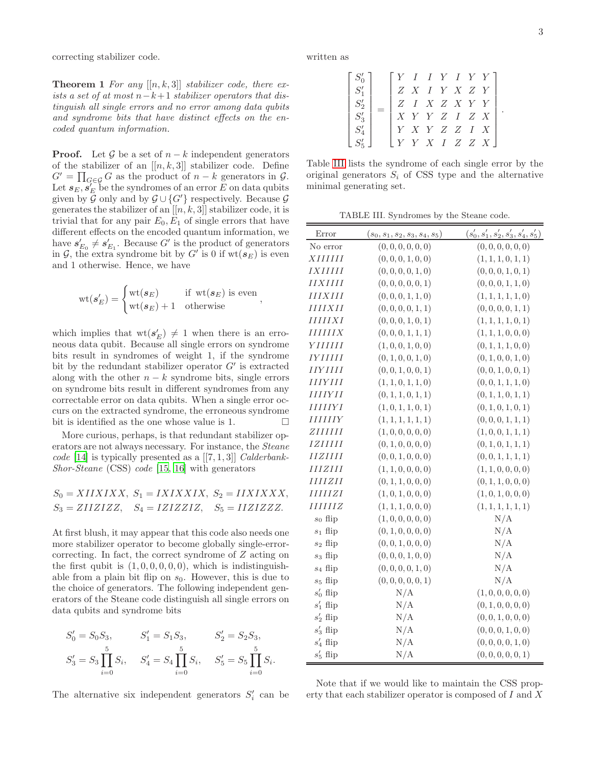correcting stabilizer code.

**Theorem 1** *For any $[[n, k, 3]]$ stabilizer code, there exists a set of at most $n-k+1$ stabilizer operators that distinguish all single errors and no error among data qubits and syndrome bits that have distinct effects on the encoded quantum information.*

**Proof.** Let $\mathcal{G}$ be a set of $n-k$ independent generators of the stabilizer of an $[[n, k, 3]]$ stabilizer code. Define $G' = \prod_{G \in \mathcal{G}} G$ as the product of $n-k$ generators in $\mathcal{G}$. Let $\boldsymbol{s}_E, \boldsymbol{s}'_E$ be the syndromes of an error $E$ on data qubits given by $\mathcal{G}$ only and by $\mathcal{G} \cup \{G'\}$ respectively. Because $\mathcal{G}$ generates the stabilizer of an $[[n, k, 3]]$ stabilizer code, it is trivial that for any pair $E_0, E_1$ of single errors that have different effects on the encoded quantum information, we have $\boldsymbol{s}'_{E_0} \neq \boldsymbol{s}'_{E_1}$. Because $G'$ is the product of generators in $\mathcal{G}$, the extra syndrome bit by $G'$ is 0 if $\text{wt}(\boldsymbol{s}_E)$ is even and 1 otherwise. Hence, we have

$$\text{wt}(\boldsymbol{s}'_E) = \begin{cases} \text{wt}(\boldsymbol{s}_E) & \text{if } \text{wt}(\boldsymbol{s}_E) \text{ is even} \\ \text{wt}(\boldsymbol{s}_E) + 1 & \text{otherwise} \end{cases},$$

which implies that $\text{wt}(\boldsymbol{s}'_E) \neq 1$ when there is an erroneous data qubit. Because all single errors on syndrome bits result in syndromes of weight 1, if the syndrome bit by the redundant stabilizer operator $G'$ is extracted along with the other $n-k$ syndrome bits, single errors on syndrome bits result in different syndromes from any correctable error on data qubits. When a single error occurs on the extracted syndrome, the erroneous syndrome bit is identified as the one whose value is 1. □

More curious, perhaps, is that redundant stabilizer operators are not always necessary. For instance, the *Steane code* [14] is typically presented as a $[[7, 1, 3]]$ *Calderbank-Shor-Steane* (CSS) *code* [15, 16] with generators

$$S_0 = XIIXIXX,\ S_1 = IXIXXIX,\ S_2 = IIXIXXX,$$
$$S_3 = ZIIZIZZ,\quad S_4 = IZIZZIZ,\quad S_5 = IIZIZZZ.$$

At first blush, it may appear that this code also needs one more stabilizer operator to become globally single-error-correcting. In fact, the correct syndrome of $Z$ acting on the first qubit is $(1, 0, 0, 0, 0, 0)$, which is indistinguishable from a plain bit flip on $s_0$. However, this is due to the choice of generators. The following independent generators of the Steane code distinguish all single errors on data qubits and syndrome bits

$$S'_0 = S_0 S_3, \qquad S'_1 = S_1 S_3, \qquad S'_2 = S_2 S_3,$$
$$S'_3 = S_3 \prod_{i=0}^{5} S_i, \quad S'_4 = S_4 \prod_{i=0}^{5} S_i, \quad S'_5 = S_5 \prod_{i=0}^{5} S_i.$$

The alternative six independent generators $S'_i$ can be written as

$$\begin{bmatrix} S'_0 \\ S'_1 \\ S'_2 \\ S'_3 \\ S'_4 \\ S'_5 \end{bmatrix} = \begin{bmatrix} Y & I & I & Y & I & Y & Y \\ Z & X & I & Y & X & Z & Y \\ Z & I & X & Z & X & Y & Y \\ X & Y & Y & Z & I & Z & X \\ Y & X & Y & Z & Z & I & X \\ Y & Y & X & I & Z & Z & X \end{bmatrix}.$$

Table III lists the syndrome of each single error by the original generators $S_i$ of CSS type and the alternative minimal generating set.

TABLE III. Syndromes by the Steane code.

| Error | $(s_0, s_1, s_2, s_3, s_4, s_5)$ | $(s'_0, s'_1, s'_2, s'_3, s'_4, s'_5)$ |
|---|---|---|
| No error | $(0,0,0,0,0,0)$ | $(0,0,0,0,0,0)$ |
| $XIIIIII$ | $(0,0,0,1,0,0)$ | $(1,1,1,0,1,1)$ |
| $IXIIIII$ | $(0,0,0,0,1,0)$ | $(0,0,0,1,0,1)$ |
| $IIXIIII$ | $(0,0,0,0,0,1)$ | $(0,0,0,1,1,0)$ |
| $IIIXIII$ | $(0,0,0,1,1,0)$ | $(1,1,1,1,1,0)$ |
| $IIIIXII$ | $(0,0,0,0,1,1)$ | $(0,0,0,0,1,1)$ |
| $IIIIIXI$ | $(0,0,0,1,0,1)$ | $(1,1,1,1,0,1)$ |
| $IIIIIIX$ | $(0,0,0,1,1,1)$ | $(1,1,1,0,0,0)$ |
| $YIIIIII$ | $(1,0,0,1,0,0)$ | $(0,1,1,1,0,0)$ |
| $IYIIIII$ | $(0,1,0,0,1,0)$ | $(0,1,0,0,1,0)$ |
| $IIYIIII$ | $(0,0,1,0,0,1)$ | $(0,0,1,0,0,1)$ |
| $IIIYIII$ | $(1,1,0,1,1,0)$ | $(0,0,1,1,1,0)$ |
| $IIIIYII$ | $(0,1,1,0,1,1)$ | $(0,1,1,0,1,1)$ |
| $IIIIIYI$ | $(1,0,1,1,0,1)$ | $(0,1,0,1,0,1)$ |
| $IIIIIIY$ | $(1,1,1,1,1,1)$ | $(0,0,0,1,1,1)$ |
| $ZIIIIII$ | $(1,0,0,0,0,0)$ | $(1,0,0,1,1,1)$ |
| $IZIIIII$ | $(0,1,0,0,0,0)$ | $(0,1,0,1,1,1)$ |
| $IIZIIII$ | $(0,0,1,0,0,0)$ | $(0,0,1,1,1,1)$ |
| $IIIZIII$ | $(1,1,0,0,0,0)$ | $(1,1,0,0,0,0)$ |
| $IIIIZII$ | $(0,1,1,0,0,0)$ | $(0,1,1,0,0,0)$ |
| $IIIIIZI$ | $(1,0,1,0,0,0)$ | $(1,0,1,0,0,0)$ |
| $IIIIIIZ$ | $(1,1,1,0,0,0)$ | $(1,1,1,1,1,1)$ |
| $s_0$ flip | $(1,0,0,0,0,0)$ | N/A |
| $s_1$ flip | $(0,1,0,0,0,0)$ | N/A |
| $s_2$ flip | $(0,0,1,0,0,0)$ | N/A |
| $s_3$ flip | $(0,0,0,1,0,0)$ | N/A |
| $s_4$ flip | $(0,0,0,0,1,0)$ | N/A |
| $s_5$ flip | $(0,0,0,0,0,1)$ | N/A |
| $s'_0$ flip | N/A | $(1,0,0,0,0,0)$ |
| $s'_1$ flip | N/A | $(0,1,0,0,0,0)$ |
| $s'_2$ flip | N/A | $(0,0,1,0,0,0)$ |
| $s'_3$ flip | N/A | $(0,0,0,1,0,0)$ |
| $s'_4$ flip | N/A | $(0,0,0,0,1,0)$ |
| $s'_5$ flip | N/A | $(0,0,0,0,0,1)$ |

Note that if we would like to maintain the CSS property that each stabilizer operator is composed of $I$ and $X$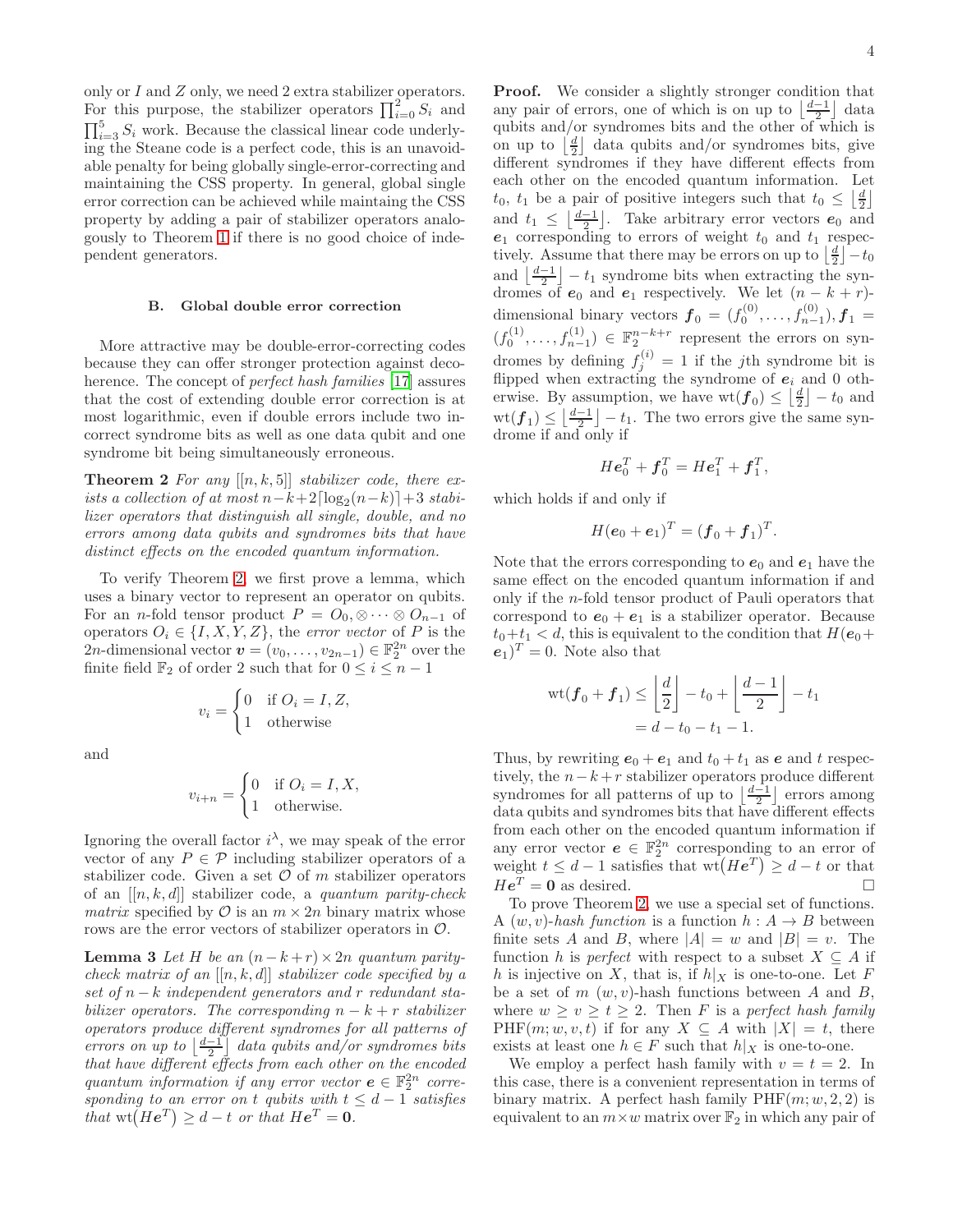only or $I$ and $Z$ only, we need 2 extra stabilizer operators. For this purpose, the stabilizer operators $\prod_{i=0}^{2} S_i$ and $\prod_{i=3}^{5} S_i$ work. Because the classical linear code underlying the Steane code is a perfect code, this is an unavoidable penalty for being globally single-error-correcting and maintaining the CSS property. In general, global single error correction can be achieved while maintaining the CSS property by adding a pair of stabilizer operators analogously to Theorem 1 if there is no good choice of independent generators.

### B. Global double error correction

More attractive may be double-error-correcting codes because they can offer stronger protection against decoherence. The concept of *perfect hash families* [17] assures that the cost of extending double error correction is at most logarithmic, even if double errors include two incorrect syndrome bits as well as one data qubit and one syndrome bit being simultaneously erroneous.

**Theorem 2** *For any $[[n, k, 5]]$ stabilizer code, there exists a collection of at most $n-k+2\lceil \log_2(n-k)\rceil+3$ stabilizer operators that distinguish all single, double, and no errors among data qubits and syndromes bits that have distinct effects on the encoded quantum information.*

To verify Theorem 2, we first prove a lemma, which uses a binary vector to represent an operator on qubits. For an $n$-fold tensor product $P = O_0, \otimes \cdots \otimes O_{n-1}$ of operators $O_i \in \{I, X, Y, Z\}$, the *error vector* of $P$ is the $2n$-dimensional vector $\boldsymbol{v} = (v_0, \ldots, v_{2n-1}) \in \mathbb{F}_2^{2n}$ over the finite field $\mathbb{F}_2$ of order 2 such that for $0 \leq i \leq n-1$

$$v_i = \begin{cases} 0 & \text{if } O_i = I, Z, \\ 1 & \text{otherwise} \end{cases}$$

and

$$v_{i+n} = \begin{cases} 0 & \text{if } O_i = I, X, \\ 1 & \text{otherwise.} \end{cases}$$

Ignoring the overall factor $i^{\lambda}$, we may speak of the error vector of any $P \in \mathcal{P}$ including stabilizer operators of a stabilizer code. Given a set $\mathcal{O}$ of $m$ stabilizer operators of an $[[n, k, d]]$ stabilizer code, a *quantum parity-check matrix* specified by $\mathcal{O}$ is an $m \times 2n$ binary matrix whose rows are the error vectors of stabilizer operators in $\mathcal{O}$.

**Lemma 3** *Let $H$ be an $(n-k+r) \times 2n$ quantum parity-check matrix of an $[[n, k, d]]$ stabilizer code specified by a set of $n-k$ independent generators and $r$ redundant stabilizer operators. The corresponding $n-k+r$ stabilizer operators produce different syndromes for all patterns of errors on up to $\left\lfloor \frac{d-1}{2} \right\rfloor$ data qubits and/or syndromes bits that have different effects from each other on the encoded quantum information if any error vector $\boldsymbol{e} \in \mathbb{F}_2^{2n}$ corresponding to an error on $t$ qubits with $t \leq d-1$ satisfies that $\mathrm{wt}(H\boldsymbol{e}^T) \geq d-t$ or that $H\boldsymbol{e}^T = \boldsymbol{0}$.*

**Proof.** We consider a slightly stronger condition that any pair of errors, one of which is on up to $\left\lfloor \frac{d-1}{2} \right\rfloor$ data qubits and/or syndromes bits and the other of which is on up to $\left\lfloor \frac{d}{2} \right\rfloor$ data qubits and/or syndromes bits, give different syndromes if they have different effects from each other on the encoded quantum information. Let $t_0$, $t_1$ be a pair of positive integers such that $t_0 \leq \left\lfloor \frac{d}{2} \right\rfloor$ and $t_1 \leq \left\lfloor \frac{d-1}{2} \right\rfloor$. Take arbitrary error vectors $\boldsymbol{e}_0$ and $\boldsymbol{e}_1$ corresponding to errors of weight $t_0$ and $t_1$ respectively. Assume that there may be errors on up to $\left\lfloor \frac{d}{2} \right\rfloor - t_0$ and $\left\lfloor \frac{d-1}{2} \right\rfloor - t_1$ syndrome bits when extracting the syndromes of $\boldsymbol{e}_0$ and $\boldsymbol{e}_1$ respectively. We let $(n-k+r)$-dimensional binary vectors $\boldsymbol{f}_0 = (f_0^{(0)}, \ldots, f_{n-1}^{(0)}), \boldsymbol{f}_1 = (f_0^{(1)}, \ldots, f_{n-1}^{(1)}) \in \mathbb{F}_2^{n-k+r}$ represent the errors on syndromes by defining $f_j^{(i)} = 1$ if the $j$th syndrome bit is flipped when extracting the syndrome of $\boldsymbol{e}_i$ and 0 otherwise. By assumption, we have $\mathrm{wt}(\boldsymbol{f}_0) \leq \left\lfloor \frac{d}{2} \right\rfloor - t_0$ and $\mathrm{wt}(\boldsymbol{f}_1) \leq \left\lfloor \frac{d-1}{2} \right\rfloor - t_1$. The two errors give the same syndrome if and only if

$$H\boldsymbol{e}_0^T + \boldsymbol{f}_0^T = H\boldsymbol{e}_1^T + \boldsymbol{f}_1^T,$$

which holds if and only if

$$H(\boldsymbol{e}_0 + \boldsymbol{e}_1)^T = (\boldsymbol{f}_0 + \boldsymbol{f}_1)^T.$$

Note that the errors corresponding to $\boldsymbol{e}_0$ and $\boldsymbol{e}_1$ have the same effect on the encoded quantum information if and only if the $n$-fold tensor product of Pauli operators that correspond to $\boldsymbol{e}_0 + \boldsymbol{e}_1$ is a stabilizer operator. Because $t_0 + t_1 < d$, this is equivalent to the condition that $H(\boldsymbol{e}_0 + \boldsymbol{e}_1)^T = 0$. Note also that

$$\begin{aligned} \mathrm{wt}(\boldsymbol{f}_0 + \boldsymbol{f}_1) &\leq \left\lfloor \frac{d}{2} \right\rfloor - t_0 + \left\lfloor \frac{d-1}{2} \right\rfloor - t_1 \\ &= d - t_0 - t_1 - 1. \end{aligned}$$

Thus, by rewriting $\boldsymbol{e}_0 + \boldsymbol{e}_1$ and $t_0 + t_1$ as $\boldsymbol{e}$ and $t$ respectively, the $n-k+r$ stabilizer operators produce different syndromes for all patterns of up to $\left\lfloor \frac{d-1}{2} \right\rfloor$ errors among data qubits and syndromes bits that have different effects from each other on the encoded quantum information if any error vector $\boldsymbol{e} \in \mathbb{F}_2^{2n}$ corresponding to an error of weight $t \leq d-1$ satisfies that $\mathrm{wt}(H\boldsymbol{e}^T) \geq d-t$ or that $H\boldsymbol{e}^T = \boldsymbol{0}$ as desired. $\square$

To prove Theorem 2, we use a special set of functions. A $(w, v)$*-hash function* is a function $h : A \to B$ between finite sets $A$ and $B$, where $|A| = w$ and $|B| = v$. The function $h$ is *perfect* with respect to a subset $X \subseteq A$ if $h$ is injective on $X$, that is, if $h|_X$ is one-to-one. Let $F$ be a set of $m$ $(w, v)$-hash functions between $A$ and $B$, where $w \geq v \geq t \geq 2$. Then $F$ is a *perfect hash family* $\mathrm{PHF}(m; w, v, t)$ if for any $X \subseteq A$ with $|X| = t$, there exists at least one $h \in F$ such that $h|_X$ is one-to-one.

We employ a perfect hash family with $v = t = 2$. In this case, there is a convenient representation in terms of binary matrix. A perfect hash family $\mathrm{PHF}(m; w, 2, 2)$ is equivalent to an $m \times w$ matrix over $\mathbb{F}_2$ in which any pair of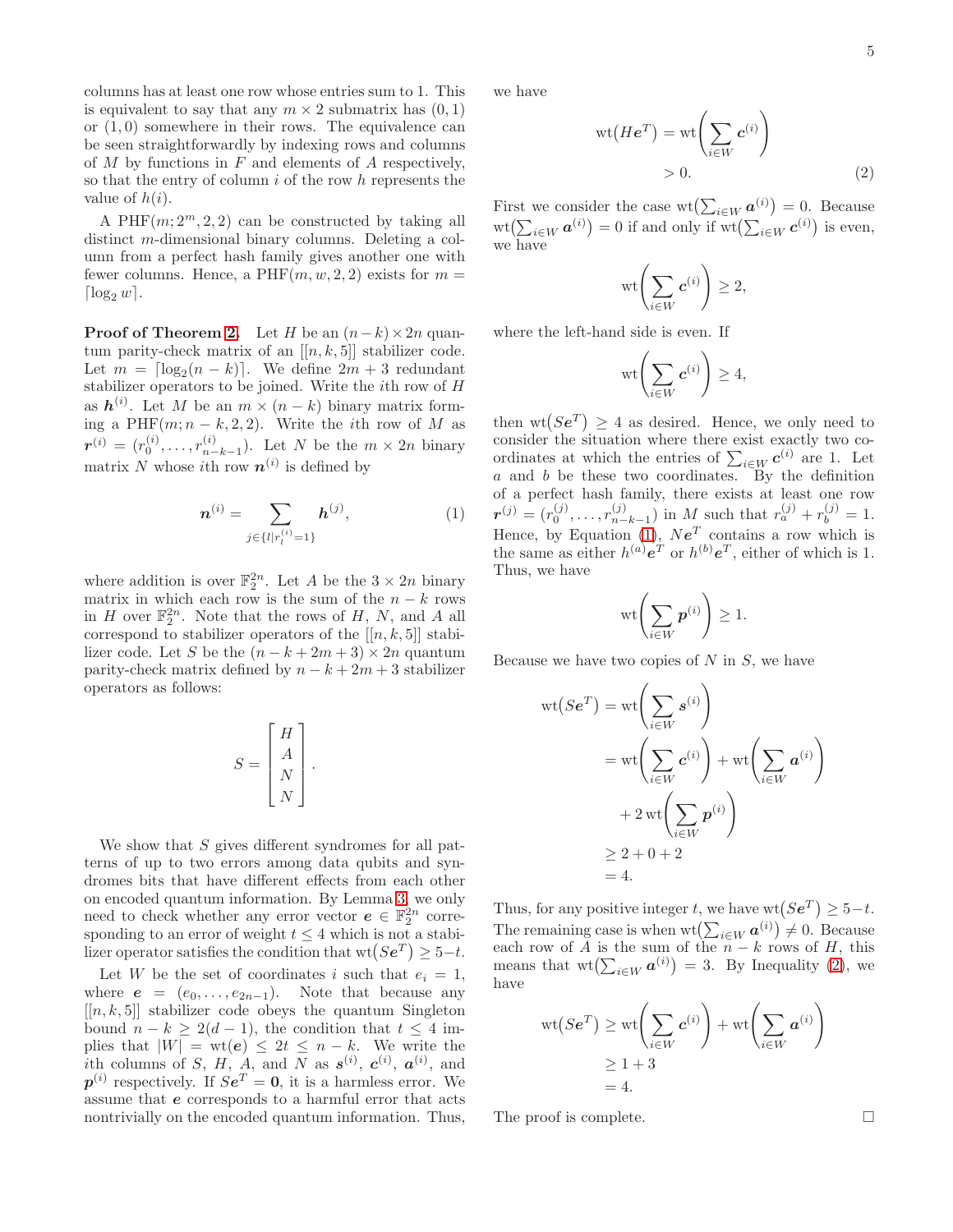columns has at least one row whose entries sum to 1. This is equivalent to say that any $m \times 2$ submatrix has $(0, 1)$ or $(1, 0)$ somewhere in their rows. The equivalence can be seen straightforwardly by indexing rows and columns of $M$ by functions in $F$ and elements of $A$ respectively, so that the entry of column $i$ of the row $h$ represents the value of $h(i)$.

A PHF$(m; 2^m, 2, 2)$ can be constructed by taking all distinct $m$-dimensional binary columns. Deleting a column from a perfect hash family gives another one with fewer columns. Hence, a PHF$(m, w, 2, 2)$ exists for $m = \lceil \log_2 w \rceil$.

**Proof of Theorem 2.** Let $H$ be an $(n-k) \times 2n$ quantum parity-check matrix of an $[[n, k, 5]]$ stabilizer code. Let $m = \lceil \log_2(n-k) \rceil$. We define $2m + 3$ redundant stabilizer operators to be joined. Write the $i$th row of $H$ as $\boldsymbol{h}^{(i)}$. Let $M$ be an $m \times (n-k)$ binary matrix forming a PHF$(m; n-k, 2, 2)$. Write the $i$th row of $M$ as $\boldsymbol{r}^{(i)} = (r_0^{(i)}, \ldots, r_{n-k-1}^{(i)})$. Let $N$ be the $m \times 2n$ binary matrix $N$ whose $i$th row $\boldsymbol{n}^{(i)}$ is defined by

$$\boldsymbol{n}^{(i)} = \sum_{j \in \{l | r_l^{(i)} = 1\}} \boldsymbol{h}^{(j)}, \tag{1}$$

where addition is over $\mathbb{F}_2^{2n}$. Let $A$ be the $3 \times 2n$ binary matrix in which each row is the sum of the $n-k$ rows in $H$ over $\mathbb{F}_2^{2n}$. Note that the rows of $H$, $N$, and $A$ all correspond to stabilizer operators of the $[[n, k, 5]]$ stabilizer code. Let $S$ be the $(n - k + 2m + 3) \times 2n$ quantum parity-check matrix defined by $n - k + 2m + 3$ stabilizer operators as follows:

$$S = \begin{bmatrix} H \\ A \\ N \\ N \end{bmatrix}.$$

We show that $S$ gives different syndromes for all patterns of up to two errors among data qubits and syndromes bits that have different effects from each other on encoded quantum information. By Lemma 3, we only need to check whether any error vector $\boldsymbol{e} \in \mathbb{F}_2^{2n}$ corresponding to an error of weight $t \leq 4$ which is not a stabilizer operator satisfies the condition that $\mathrm{wt}(S\boldsymbol{e}^T) \geq 5 - t$.

Let $W$ be the set of coordinates $i$ such that $e_i = 1$, where $\boldsymbol{e} = (e_0, \ldots, e_{2n-1})$. Note that because any $[[n, k, 5]]$ stabilizer code obeys the quantum Singleton bound $n - k \geq 2(d-1)$, the condition that $t \leq 4$ implies that $|W| = \mathrm{wt}(\boldsymbol{e}) \leq 2t \leq n - k$. We write the $i$th columns of $S$, $H$, $A$, and $N$ as $\boldsymbol{s}^{(i)}$, $\boldsymbol{c}^{(i)}$, $\boldsymbol{a}^{(i)}$, and $\boldsymbol{p}^{(i)}$ respectively. If $S\boldsymbol{e}^T = \boldsymbol{0}$, it is a harmless error. We assume that $\boldsymbol{e}$ corresponds to a harmful error that acts nontrivially on the encoded quantum information. Thus, we have

$$\begin{aligned}\mathrm{wt}(H\boldsymbol{e}^T) &= \mathrm{wt}\Big(\sum_{i \in W} \boldsymbol{c}^{(i)}\Big) \\ &> 0. \end{aligned} \tag{2}$$

First we consider the case $\mathrm{wt}\big(\sum_{i \in W} \boldsymbol{a}^{(i)}\big) = 0$. Because $\mathrm{wt}\big(\sum_{i \in W} \boldsymbol{a}^{(i)}\big) = 0$ if and only if $\mathrm{wt}\big(\sum_{i \in W} \boldsymbol{c}^{(i)}\big)$ is even, we have

$$\mathrm{wt}\Big(\sum_{i \in W} \boldsymbol{c}^{(i)}\Big) \geq 2,$$

where the left-hand side is even. If

$$\mathrm{wt}\Big(\sum_{i \in W} \boldsymbol{c}^{(i)}\Big) \geq 4,$$

then $\mathrm{wt}(S\boldsymbol{e}^T) \geq 4$ as desired. Hence, we only need to consider the situation where there exist exactly two coordinates at which the entries of $\sum_{i \in W} \boldsymbol{c}^{(i)}$ are 1. Let $a$ and $b$ be these two coordinates. By the definition of a perfect hash family, there exists at least one row $\boldsymbol{r}^{(j)} = (r_0^{(j)}, \ldots, r_{n-k-1}^{(j)})$ in $M$ such that $r_a^{(j)} + r_b^{(j)} = 1$. Hence, by Equation (1), $N\boldsymbol{e}^T$ contains a row which is the same as either $h^{(a)}\boldsymbol{e}^T$ or $h^{(b)}\boldsymbol{e}^T$, either of which is 1. Thus, we have

$$\mathrm{wt}\Big(\sum_{i \in W} \boldsymbol{p}^{(i)}\Big) \geq 1.$$

Because we have two copies of $N$ in $S$, we have

$$\begin{aligned}\mathrm{wt}(S\boldsymbol{e}^T) &= \mathrm{wt}\Big(\sum_{i \in W} \boldsymbol{s}^{(i)}\Big) \\ &= \mathrm{wt}\Big(\sum_{i \in W} \boldsymbol{c}^{(i)}\Big) + \mathrm{wt}\Big(\sum_{i \in W} \boldsymbol{a}^{(i)}\Big) \\ &\quad + 2\,\mathrm{wt}\Big(\sum_{i \in W} \boldsymbol{p}^{(i)}\Big) \\ &\geq 2 + 0 + 2 \\ &= 4. \end{aligned}$$

Thus, for any positive integer $t$, we have $\mathrm{wt}(S\boldsymbol{e}^T) \geq 5 - t$. The remaining case is when $\mathrm{wt}\big(\sum_{i \in W} \boldsymbol{a}^{(i)}\big) \neq 0$. Because each row of $A$ is the sum of the $n - k$ rows of $H$, this means that $\mathrm{wt}\big(\sum_{i \in W} \boldsymbol{a}^{(i)}\big) = 3$. By Inequality (2), we have

$$\begin{aligned}\mathrm{wt}(S\boldsymbol{e}^T) &\geq \mathrm{wt}\Big(\sum_{i \in W} \boldsymbol{c}^{(i)}\Big) + \mathrm{wt}\Big(\sum_{i \in W} \boldsymbol{a}^{(i)}\Big) \\ &\geq 1 + 3 \\ &= 4. \end{aligned}$$

The proof is complete. $\square$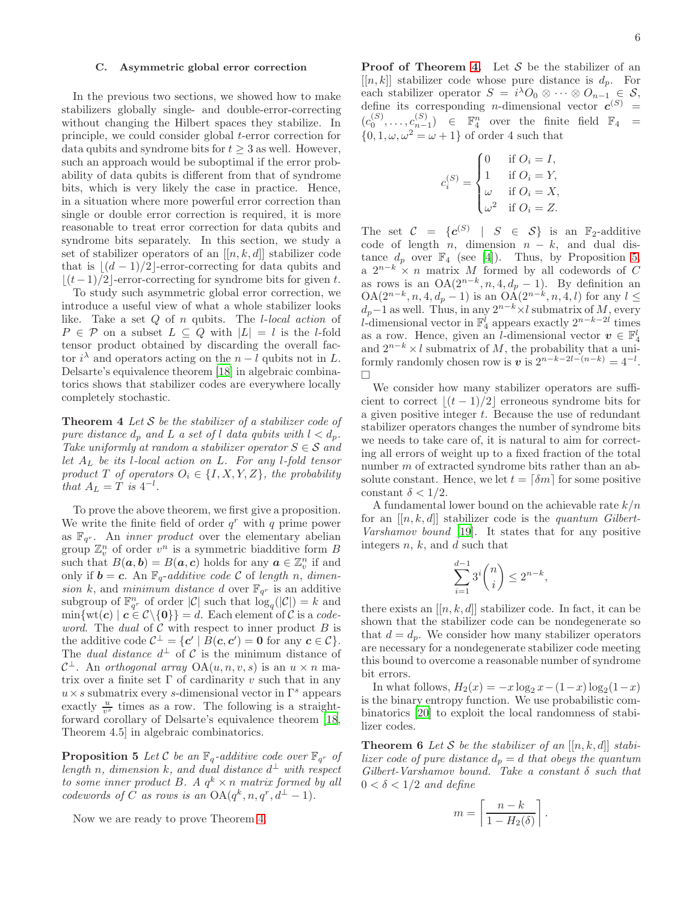### C. Asymmetric global error correction

In the previous two sections, we showed how to make stabilizers globally single- and double-error-correcting without changing the Hilbert spaces they stabilize. In principle, we could consider global $t$-error correction for data qubits and syndrome bits for $t \geq 3$ as well. However, such an approach would be suboptimal if the error probability of data qubits is different from that of syndrome bits, which is very likely the case in practice. Hence, in a situation where more powerful error correction than single or double error correction is required, it is more reasonable to treat error correction for data qubits and syndrome bits separately. In this section, we study a set of stabilizer operators of an $[[n, k, d]]$ stabilizer code that is $\lfloor (d-1)/2 \rfloor$-error-correcting for data qubits and $\lfloor (t-1)/2 \rfloor$-error-correcting for syndrome bits for given $t$.

To study such asymmetric global error correction, we introduce a useful view of what a whole stabilizer looks like. Take a set $Q$ of $n$ qubits. The *$l$-local action* of $P \in \mathcal{P}$ on a subset $L \subseteq Q$ with $|L| = l$ is the $l$-fold tensor product obtained by discarding the overall factor $i^\lambda$ and operators acting on the $n-l$ qubits not in $L$. Delsarte's equivalence theorem [18] in algebraic combinatorics shows that stabilizer codes are everywhere locally completely stochastic.

**Theorem 4** *Let $\mathcal{S}$ be the stabilizer of a stabilizer code of pure distance $d_p$ and $L$ a set of $l$ data qubits with $l < d_p$. Take uniformly at random a stabilizer operator $S \in \mathcal{S}$ and let $A_L$ be its $l$-local action on $L$. For any $l$-fold tensor product $T$ of operators $O_i \in \{I, X, Y, Z\}$, the probability that $A_L = T$ is $4^{-l}$.*

To prove the above theorem, we first give a proposition. We write the finite field of order $q^r$ with $q$ prime power as $\mathbb{F}_{q^r}$. An *inner product* over the elementary abelian group $\mathbb{Z}_v^n$ of order $v^n$ is a symmetric biadditive form $B$ such that $B(\boldsymbol{a}, \boldsymbol{b}) = B(\boldsymbol{a}, \boldsymbol{c})$ holds for any $\boldsymbol{a} \in \mathbb{Z}_v^n$ if and only if $\boldsymbol{b} = \boldsymbol{c}$. An *$\mathbb{F}_q$-additive code* $\mathcal{C}$ of *length* $n$, *dimension* $k$, and *minimum distance* $d$ over $\mathbb{F}_{q^r}$ is an additive subgroup of $\mathbb{F}_{q^r}^n$ of order $|\mathcal{C}|$ such that $\log_q(|\mathcal{C}|) = k$ and $\min\{\mathrm{wt}(\boldsymbol{c}) \mid \boldsymbol{c} \in \mathcal{C} \setminus \{\boldsymbol{0}\}\} = d$. Each element of $\mathcal{C}$ is a *codeword*. The *dual* of $\mathcal{C}$ with respect to inner product $B$ is the additive code $\mathcal{C}^\perp = \{\boldsymbol{c}' \mid B(\boldsymbol{c}, \boldsymbol{c}') = \boldsymbol{0} \text{ for any } \boldsymbol{c} \in \mathcal{C}\}$. The *dual distance* $d^\perp$ of $\mathcal{C}$ is the minimum distance of $\mathcal{C}^\perp$. An *orthogonal array* $\mathrm{OA}(u, n, v, s)$ is an $u \times n$ matrix over a finite set $\Gamma$ of cardinarity $v$ such that in any $u \times s$ submatrix every $s$-dimensional vector in $\Gamma^s$ appears exactly $\frac{u}{v^s}$ times as a row. The following is a straightforward corollary of Delsarte's equivalence theorem [18, Theorem 4.5] in algebraic combinatorics.

**Proposition 5** *Let $\mathcal{C}$ be an $\mathbb{F}_q$-additive code over $\mathbb{F}_{q^r}$ of length $n$, dimension $k$, and dual distance $d^\perp$ with respect to some inner product $B$. A $q^k \times n$ matrix formed by all codewords of $C$ as rows is an $\mathrm{OA}(q^k, n, q^r, d^\perp - 1)$.*

Now we are ready to prove Theorem 4.

**Proof of Theorem 4.** Let $\mathcal{S}$ be the stabilizer of an $[[n, k]]$ stabilizer code whose pure distance is $d_p$. For each stabilizer operator $S = i^\lambda O_0 \otimes \cdots \otimes O_{n-1} \in \mathcal{S}$, define its corresponding $n$-dimensional vector $\boldsymbol{c}^{(S)} = (c_0^{(S)}, \ldots, c_{n-1}^{(S)}) \in \mathbb{F}_4^n$ over the finite field $\mathbb{F}_4 = \{0, 1, \omega, \omega^2 = \omega + 1\}$ of order 4 such that

$$c_i^{(S)} = \begin{cases} 0 & \text{if } O_i = I, \\ 1 & \text{if } O_i = Y, \\ \omega & \text{if } O_i = X, \\ \omega^2 & \text{if } O_i = Z. \end{cases}$$

The set $\mathcal{C} = \{\boldsymbol{c}^{(S)} \mid S \in \mathcal{S}\}$ is an $\mathbb{F}_2$-additive code of length $n$, dimension $n-k$, and dual distance $d_p$ over $\mathbb{F}_4$ (see [4]). Thus, by Proposition 5, a $2^{n-k} \times n$ matrix $M$ formed by all codewords of $C$ as rows is an $\mathrm{OA}(2^{n-k}, n, 4, d_p - 1)$. By definition an $\mathrm{OA}(2^{n-k}, n, 4, d_p - 1)$ is an $\mathrm{OA}(2^{n-k}, n, 4, l)$ for any $l \leq d_p - 1$ as well. Thus, in any $2^{n-k} \times l$ submatrix of $M$, every $l$-dimensional vector in $\mathbb{F}_4^l$ appears exactly $2^{n-k-2l}$ times as a row. Hence, given an $l$-dimensional vector $\boldsymbol{v} \in \mathbb{F}_4^l$ and $2^{n-k} \times l$ submatrix of $M$, the probability that a uniformly randomly chosen row is $\boldsymbol{v}$ is $2^{n-k-2l-(n-k)} = 4^{-l}$. □

We consider how many stabilizer operators are sufficient to correct $\lfloor (t-1)/2 \rfloor$ erroneous syndrome bits for a given positive integer $t$. Because the use of redundant stabilizer operators changes the number of syndrome bits we needs to take care of, it is natural to aim for correcting all errors of weight up to a fixed fraction of the total number $m$ of extracted syndrome bits rather than an absolute constant. Hence, we let $t = \lceil \delta m \rceil$ for some positive constant $\delta < 1/2$.

A fundamental lower bound on the achievable rate $k/n$ for an $[[n, k, d]]$ stabilizer code is the *quantum Gilbert-Varshamov bound* [19]. It states that for any positive integers $n$, $k$, and $d$ such that

$$\sum_{i=1}^{d-1} 3^i \binom{n}{i} \leq 2^{n-k},$$

there exists an $[[n, k, d]]$ stabilizer code. In fact, it can be shown that the stabilizer code can be nondegenerate so that $d = d_p$. We consider how many stabilizer operators are necessary for a nondegenerate stabilizer code meeting this bound to overcome a reasonable number of syndrome bit errors.

In what follows, $H_2(x) = -x \log_2 x - (1-x) \log_2 (1-x)$ is the binary entropy function. We use probabilistic combinatorics [20] to exploit the local randomness of stabilizer codes.

**Theorem 6** *Let $\mathcal{S}$ be the stabilizer of an $[[n, k, d]]$ stabilizer code of pure distance $d_p = d$ that obeys the quantum Gilbert-Varshamov bound. Take a constant $\delta$ such that $0 < \delta < 1/2$ and define*

$$m = \left\lceil \frac{n-k}{1 - H_2(\delta)} \right\rceil.$$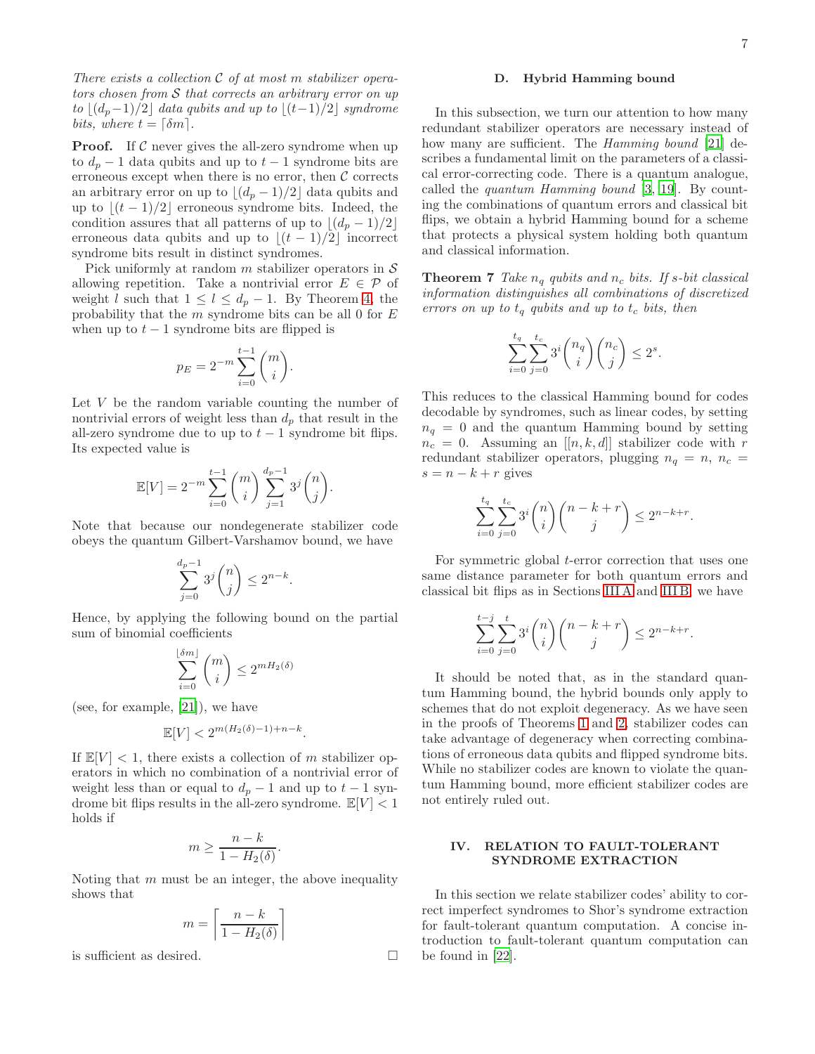*There exists a collection $\mathcal{C}$ of at most $m$ stabilizer operators chosen from $\mathcal{S}$ that corrects an arbitrary error on up to $\lfloor (d_p-1)/2 \rfloor$ data qubits and up to $\lfloor (t-1)/2 \rfloor$ syndrome bits, where $t = \lceil \delta m \rceil$.*

**Proof.** If $\mathcal{C}$ never gives the all-zero syndrome when up to $d_p - 1$ data qubits and up to $t - 1$ syndrome bits are erroneous except when there is no error, then $\mathcal{C}$ corrects an arbitrary error on up to $\lfloor (d_p - 1)/2 \rfloor$ data qubits and up to $\lfloor (t - 1)/2 \rfloor$ erroneous syndrome bits. Indeed, the condition assures that all patterns of up to $\lfloor (d_p - 1)/2 \rfloor$ erroneous data qubits and up to $\lfloor (t - 1)/2 \rfloor$ incorrect syndrome bits result in distinct syndromes.

Pick uniformly at random $m$ stabilizer operators in $\mathcal{S}$ allowing repetition. Take a nontrivial error $E \in \mathcal{P}$ of weight $l$ such that $1 \leq l \leq d_p - 1$. By Theorem 4, the probability that the $m$ syndrome bits can be all 0 for $E$ when up to $t - 1$ syndrome bits are flipped is

$$p_E = 2^{-m} \sum_{i=0}^{t-1} \binom{m}{i}.$$

Let $V$ be the random variable counting the number of nontrivial errors of weight less than $d_p$ that result in the all-zero syndrome due to up to $t - 1$ syndrome bit flips. Its expected value is

$$\mathbb{E}[V] = 2^{-m} \sum_{i=0}^{t-1} \binom{m}{i} \sum_{j=1}^{d_p-1} 3^j \binom{n}{j}.$$

Note that because our nondegenerate stabilizer code obeys the quantum Gilbert-Varshamov bound, we have

$$\sum_{j=0}^{d_p-1} 3^j \binom{n}{j} \leq 2^{n-k}.$$

Hence, by applying the following bound on the partial sum of binomial coefficients

$$\sum_{i=0}^{\lfloor \delta m \rfloor} \binom{m}{i} \leq 2^{mH_2(\delta)}$$

(see, for example, [21]), we have

$$\mathbb{E}[V] < 2^{m(H_2(\delta)-1)+n-k}.$$

If $\mathbb{E}[V] < 1$, there exists a collection of $m$ stabilizer operators in which no combination of a nontrivial error of weight less than or equal to $d_p - 1$ and up to $t - 1$ syndrome bit flips results in the all-zero syndrome. $\mathbb{E}[V] < 1$ holds if

$$m \geq \frac{n-k}{1 - H_2(\delta)}.$$

Noting that $m$ must be an integer, the above inequality shows that

$$m = \left\lceil \frac{n-k}{1 - H_2(\delta)} \right\rceil$$

is sufficient as desired. □

### D. Hybrid Hamming bound

In this subsection, we turn our attention to how many redundant stabilizer operators are necessary instead of how many are sufficient. The *Hamming bound* [21] describes a fundamental limit on the parameters of a classical error-correcting code. There is a quantum analogue, called the *quantum Hamming bound* [3, 19]. By counting the combinations of quantum errors and classical bit flips, we obtain a hybrid Hamming bound for a scheme that protects a physical system holding both quantum and classical information.

**Theorem 7** *Take $n_q$ qubits and $n_c$ bits. If $s$-bit classical information distinguishes all combinations of discretized errors on up to $t_q$ qubits and up to $t_c$ bits, then*

$$\sum_{i=0}^{t_q} \sum_{j=0}^{t_c} 3^i \binom{n_q}{i} \binom{n_c}{j} \leq 2^s.$$

This reduces to the classical Hamming bound for codes decodable by syndromes, such as linear codes, by setting $n_q = 0$ and the quantum Hamming bound by setting $n_c = 0$. Assuming an $[[n, k, d]]$ stabilizer code with $r$ redundant stabilizer operators, plugging $n_q = n$, $n_c = s = n - k + r$ gives

$$\sum_{i=0}^{t_q} \sum_{j=0}^{t_c} 3^i \binom{n}{i} \binom{n-k+r}{j} \leq 2^{n-k+r}.$$

For symmetric global $t$-error correction that uses one same distance parameter for both quantum errors and classical bit flips as in Sections III A and III B, we have

$$\sum_{i=0}^{t-j} \sum_{j=0}^{t} 3^i \binom{n}{i} \binom{n-k+r}{j} \leq 2^{n-k+r}.$$

It should be noted that, as in the standard quantum Hamming bound, the hybrid bounds only apply to schemes that do not exploit degeneracy. As we have seen in the proofs of Theorems 1 and 2, stabilizer codes can take advantage of degeneracy when correcting combinations of erroneous data qubits and flipped syndrome bits. While no stabilizer codes are known to violate the quantum Hamming bound, more efficient stabilizer codes are not entirely ruled out.

## IV. RELATION TO FAULT-TOLERANT SYNDROME EXTRACTION

In this section we relate stabilizer codes' ability to correct imperfect syndromes to Shor's syndrome extraction for fault-tolerant quantum computation. A concise introduction to fault-tolerant quantum computation can be found in [22].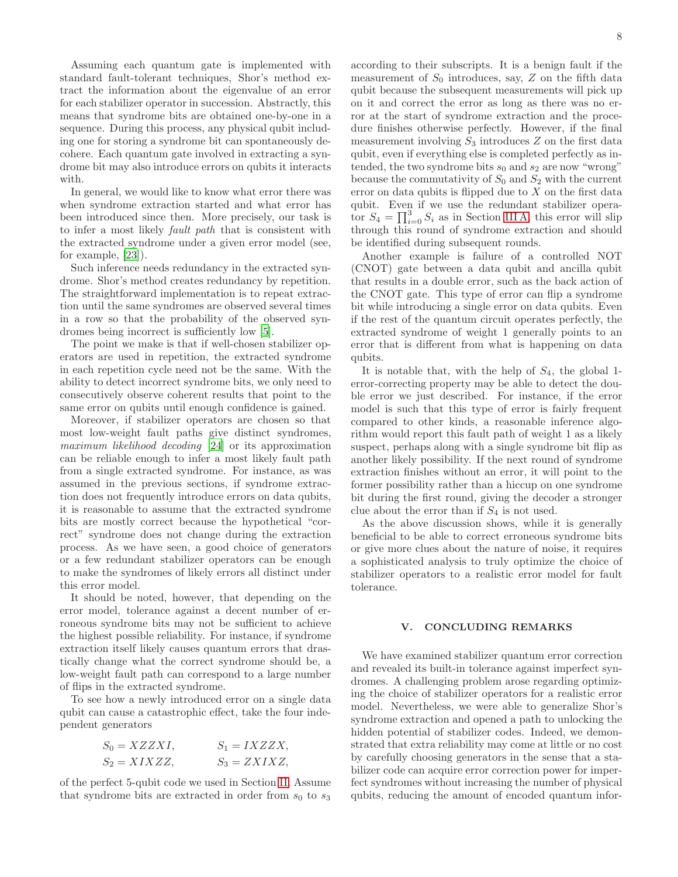Assuming each quantum gate is implemented with standard fault-tolerant techniques, Shor's method extract the information about the eigenvalue of an error for each stabilizer operator in succession. Abstractly, this means that syndrome bits are obtained one-by-one in a sequence. During this process, any physical qubit including one for storing a syndrome bit can spontaneously decohere. Each quantum gate involved in extracting a syndrome bit may also introduce errors on qubits it interacts with.

In general, we would like to know what error there was when syndrome extraction started and what error has been introduced since then. More precisely, our task is to infer a most likely *fault path* that is consistent with the extracted syndrome under a given error model (see, for example, [23]).

Such inference needs redundancy in the extracted syndrome. Shor's method creates redundancy by repetition. The straightforward implementation is to repeat extraction until the same syndromes are observed several times in a row so that the probability of the observed syndromes being incorrect is sufficiently low [5].

The point we make is that if well-chosen stabilizer operators are used in repetition, the extracted syndrome in each repetition cycle need not be the same. With the ability to detect incorrect syndrome bits, we only need to consecutively observe coherent results that point to the same error on qubits until enough confidence is gained.

Moreover, if stabilizer operators are chosen so that most low-weight fault paths give distinct syndromes, *maximum likelihood decoding* [24] or its approximation can be reliable enough to infer a most likely fault path from a single extracted syndrome. For instance, as was assumed in the previous sections, if syndrome extraction does not frequently introduce errors on data qubits, it is reasonable to assume that the extracted syndrome bits are mostly correct because the hypothetical "correct" syndrome does not change during the extraction process. As we have seen, a good choice of generators or a few redundant stabilizer operators can be enough to make the syndromes of likely errors all distinct under this error model.

It should be noted, however, that depending on the error model, tolerance against a decent number of erroneous syndrome bits may not be sufficient to achieve the highest possible reliability. For instance, if syndrome extraction itself likely causes quantum errors that drastically change what the correct syndrome should be, a low-weight fault path can correspond to a large number of flips in the extracted syndrome.

To see how a newly introduced error on a single data qubit can cause a catastrophic effect, take the four independent generators

$$S_0 = XZZXI, \qquad S_1 = IXZZX,$$
$$S_2 = XIXZZ, \qquad S_3 = ZXIXZ,$$

of the perfect 5-qubit code we used in Section II. Assume that syndrome bits are extracted in order from $s_0$ to $s_3$ according to their subscripts. It is a benign fault if the measurement of $S_0$ introduces, say, $Z$ on the fifth data qubit because the subsequent measurements will pick up on it and correct the error as long as there was no error at the start of syndrome extraction and the procedure finishes otherwise perfectly. However, if the final measurement involving $S_3$ introduces $Z$ on the first data qubit, even if everything else is completed perfectly as intended, the two syndrome bits $s_0$ and $s_2$ are now "wrong" because the commutativity of $S_0$ and $S_2$ with the current error on data qubits is flipped due to $X$ on the first data qubit. Even if we use the redundant stabilizer operator $S_4 = \prod_{i=0}^{3} S_i$ as in Section III A, this error will slip through this round of syndrome extraction and should be identified during subsequent rounds.

Another example is failure of a controlled NOT (CNOT) gate between a data qubit and ancilla qubit that results in a double error, such as the back action of the CNOT gate. This type of error can flip a syndrome bit while introducing a single error on data qubits. Even if the rest of the quantum circuit operates perfectly, the extracted syndrome of weight 1 generally points to an error that is different from what is happening on data qubits.

It is notable that, with the help of $S_4$, the global 1-error-correcting property may be able to detect the double error we just described. For instance, if the error model is such that this type of error is fairly frequent compared to other kinds, a reasonable inference algorithm would report this fault path of weight 1 as a likely suspect, perhaps along with a single syndrome bit flip as another likely possibility. If the next round of syndrome extraction finishes without an error, it will point to the former possibility rather than a hiccup on one syndrome bit during the first round, giving the decoder a stronger clue about the error than if $S_4$ is not used.

As the above discussion shows, while it is generally beneficial to be able to correct erroneous syndrome bits or give more clues about the nature of noise, it requires a sophisticated analysis to truly optimize the choice of stabilizer operators to a realistic error model for fault tolerance.

## V. CONCLUDING REMARKS

We have examined stabilizer quantum error correction and revealed its built-in tolerance against imperfect syndromes. A challenging problem arose regarding optimizing the choice of stabilizer operators for a realistic error model. Nevertheless, we were able to generalize Shor's syndrome extraction and opened a path to unlocking the hidden potential of stabilizer codes. Indeed, we demonstrated that extra reliability may come at little or no cost by carefully choosing generators in the sense that a stabilizer code can acquire error correction power for imperfect syndromes without increasing the number of physical qubits, reducing the amount of encoded quantum infor-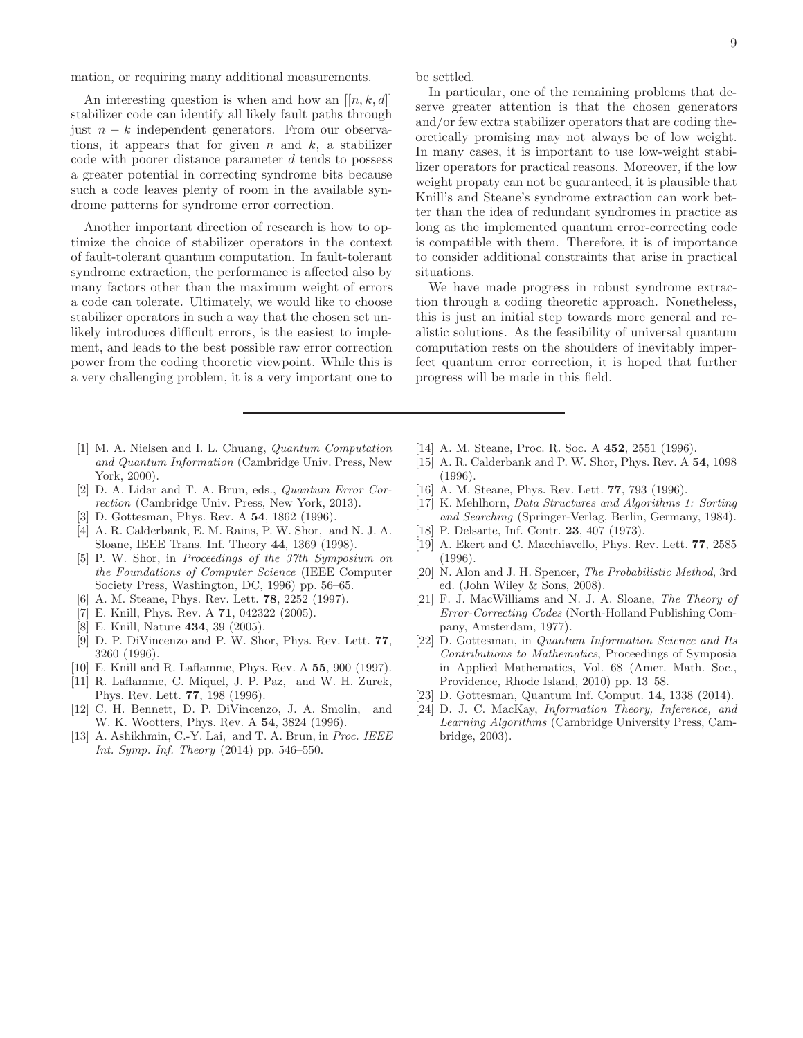mation, or requiring many additional measurements.

An interesting question is when and how an $[[n, k, d]]$ stabilizer code can identify all likely fault paths through just $n - k$ independent generators. From our observations, it appears that for given $n$ and $k$, a stabilizer code with poorer distance parameter $d$ tends to possess a greater potential in correcting syndrome bits because such a code leaves plenty of room in the available syndrome patterns for syndrome error correction.

Another important direction of research is how to optimize the choice of stabilizer operators in the context of fault-tolerant quantum computation. In fault-tolerant syndrome extraction, the performance is affected also by many factors other than the maximum weight of errors a code can tolerate. Ultimately, we would like to choose stabilizer operators in such a way that the chosen set unlikely introduces difficult errors, is the easiest to implement, and leads to the best possible raw error correction power from the coding theoretic viewpoint. While this is a very challenging problem, it is a very important one to be settled.

In particular, one of the remaining problems that deserve greater attention is that the chosen generators and/or few extra stabilizer operators that are coding theoretically promising may not always be of low weight. In many cases, it is important to use low-weight stabilizer operators for practical reasons. Moreover, if the low weight propaty can not be guaranteed, it is plausible that Knill's and Steane's syndrome extraction can work better than the idea of redundant syndromes in practice as long as the implemented quantum error-correcting code is compatible with them. Therefore, it is of importance to consider additional constraints that arise in practical situations.

We have made progress in robust syndrome extraction through a coding theoretic approach. Nonetheless, this is just an initial step towards more general and realistic solutions. As the feasibility of universal quantum computation rests on the shoulders of inevitably imperfect quantum error correction, it is hoped that further progress will be made in this field.

---

[1] M. A. Nielsen and I. L. Chuang, *Quantum Computation and Quantum Information* (Cambridge Univ. Press, New York, 2000).

[2] D. A. Lidar and T. A. Brun, eds., *Quantum Error Correction* (Cambridge Univ. Press, New York, 2013).

[3] D. Gottesman, Phys. Rev. A **54**, 1862 (1996).

[4] A. R. Calderbank, E. M. Rains, P. W. Shor, and N. J. A. Sloane, IEEE Trans. Inf. Theory **44**, 1369 (1998).

[5] P. W. Shor, in *Proceedings of the 37th Symposium on the Foundations of Computer Science* (IEEE Computer Society Press, Washington, DC, 1996) pp. 56–65.

[6] A. M. Steane, Phys. Rev. Lett. **78**, 2252 (1997).

[7] E. Knill, Phys. Rev. A **71**, 042322 (2005).

[8] E. Knill, Nature **434**, 39 (2005).

[9] D. P. DiVincenzo and P. W. Shor, Phys. Rev. Lett. **77**, 3260 (1996).

[10] E. Knill and R. Laflamme, Phys. Rev. A **55**, 900 (1997).

[11] R. Laflamme, C. Miquel, J. P. Paz, and W. H. Zurek, Phys. Rev. Lett. **77**, 198 (1996).

[12] C. H. Bennett, D. P. DiVincenzo, J. A. Smolin, and W. K. Wootters, Phys. Rev. A **54**, 3824 (1996).

[13] A. Ashikhmin, C.-Y. Lai, and T. A. Brun, in *Proc. IEEE Int. Symp. Inf. Theory* (2014) pp. 546–550.

[14] A. M. Steane, Proc. R. Soc. A **452**, 2551 (1996).

[15] A. R. Calderbank and P. W. Shor, Phys. Rev. A **54**, 1098 (1996).

[16] A. M. Steane, Phys. Rev. Lett. **77**, 793 (1996).

[17] K. Mehlhorn, *Data Structures and Algorithms 1: Sorting and Searching* (Springer-Verlag, Berlin, Germany, 1984).

[18] P. Delsarte, Inf. Contr. **23**, 407 (1973).

[19] A. Ekert and C. Macchiavello, Phys. Rev. Lett. **77**, 2585 (1996).

[20] N. Alon and J. H. Spencer, *The Probabilistic Method*, 3rd ed. (John Wiley & Sons, 2008).

[21] F. J. MacWilliams and N. J. A. Sloane, *The Theory of Error-Correcting Codes* (North-Holland Publishing Company, Amsterdam, 1977).

[22] D. Gottesman, in *Quantum Information Science and Its Contributions to Mathematics*, Proceedings of Symposia in Applied Mathematics, Vol. 68 (Amer. Math. Soc., Providence, Rhode Island, 2010) pp. 13–58.

[23] D. Gottesman, Quantum Inf. Comput. **14**, 1338 (2014).

[24] D. J. C. MacKay, *Information Theory, Inference, and Learning Algorithms* (Cambridge University Press, Cambridge, 2003).